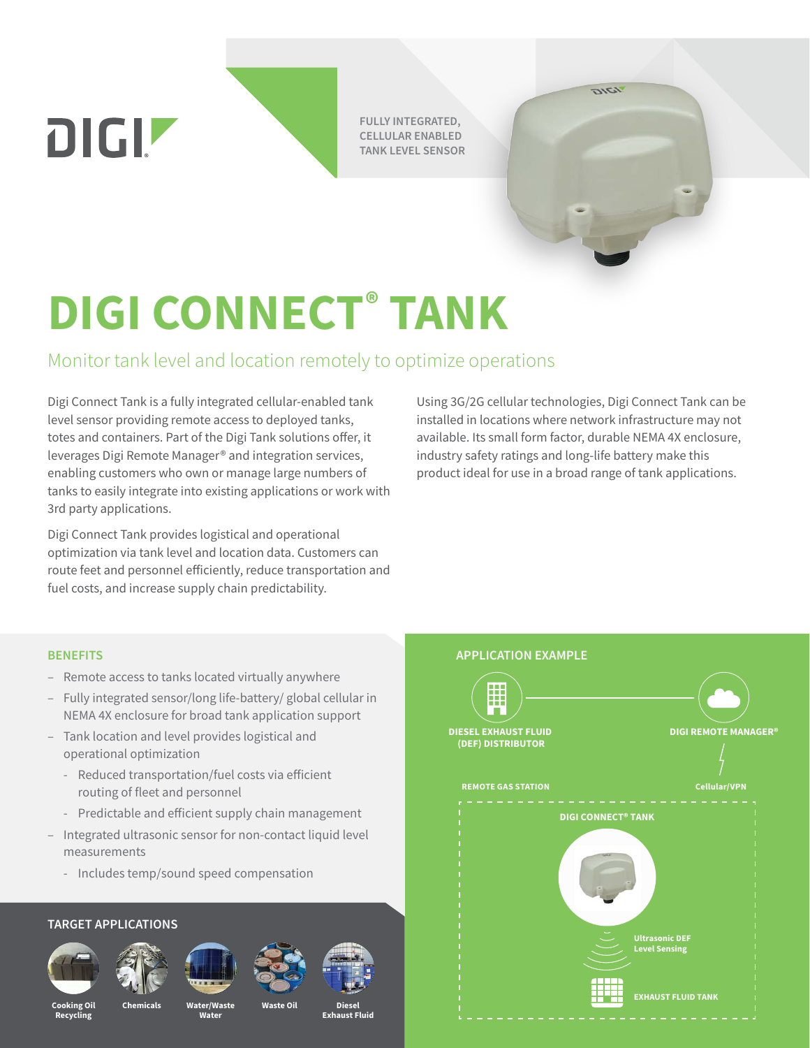DIGI

FULLY INTEGRATED, CELLULAR ENABLED TANK LEVEL SENSOR

# DIGI CONNECT® TANK

## Monitor tank level and location remotely to optimize operations

Digi Connect Tank is a fully integrated cellular-enabled tank level sensor providing remote access to deployed tanks, totes and containers. Part of the Digi Tank solutions offer, it leverages Digi Remote Manager® and integration services, enabling customers who own or manage large numbers of tanks to easily integrate into existing applications or work with 3rd party applications.

Digi Connect Tank provides logistical and operational optimization via tank level and location data. Customers can route feet and personnel efficiently, reduce transportation and fuel costs, and increase supply chain predictability.

Using 3G/2G cellular technologies, Digi Connect Tank can be installed in locations where network infrastructure may not available. Its small form factor, durable NEMA 4X enclosure, industry safety ratings and long-life battery make this product ideal for use in a broad range of tank applications.

### BENEFITS

- Remote access to tanks located virtually anywhere
- Fully integrated sensor/long life-battery/ global cellular in NEMA 4X enclosure for broad tank application support
- Tank location and level provides logistical and operational optimization
  - Reduced transportation/fuel costs via efficient routing of fleet and personnel
  - Predictable and efficient supply chain management
- Integrated ultrasonic sensor for non-contact liquid level measurements
  - Includes temp/sound speed compensation

### TARGET APPLICATIONS

- Cooking Oil Recycling
- Chemicals
- Water/Waste Water
- Waste Oil
- Diesel Exhaust Fluid

### APPLICATION EXAMPLE

DIESEL EXHAUST FLUID (DEF) DISTRIBUTOR

DIGI REMOTE MANAGER®

REMOTE GAS STATION

Cellular/VPN

DIGI CONNECT® TANK

Ultrasonic DEF Level Sensing

EXHAUST FLUID TANK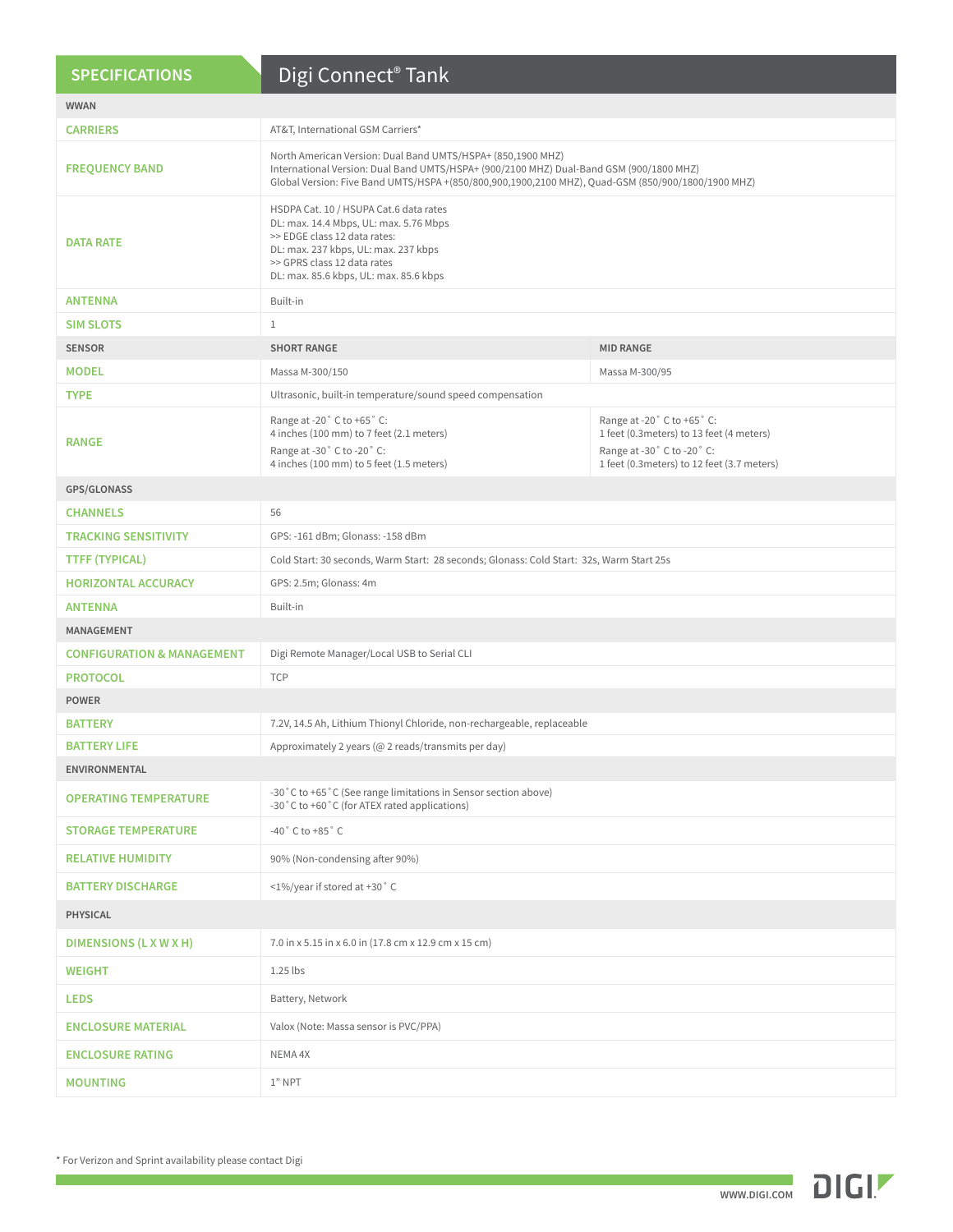| SPECIFICATIONS | Digi Connect® Tank | |
|---|---|---|
| **WWAN** | | |
| CARRIERS | AT&T, International GSM Carriers* | |
| FREQUENCY BAND | North American Version: Dual Band UMTS/HSPA+ (850,1900 MHZ)<br>International Version: Dual Band UMTS/HSPA+ (900/2100 MHZ) Dual-Band GSM (900/1800 MHZ)<br>Global Version: Five Band UMTS/HSPA +(850/800,900,1900,2100 MHZ), Quad-GSM (850/900/1800/1900 MHZ) | |
| DATA RATE | HSDPA Cat. 10 / HSUPA Cat.6 data rates<br>DL: max. 14.4 Mbps, UL: max. 5.76 Mbps<br>>> EDGE class 12 data rates:<br>DL: max. 237 kbps, UL: max. 237 kbps<br>>> GPRS class 12 data rates<br>DL: max. 85.6 kbps, UL: max. 85.6 kbps | |
| ANTENNA | Built-in | |
| SIM SLOTS | 1 | |
| **SENSOR** | **SHORT RANGE** | **MID RANGE** |
| MODEL | Massa M-300/150 | Massa M-300/95 |
| TYPE | Ultrasonic, built-in temperature/sound speed compensation | |
| RANGE | Range at -20˚ C to +65˚ C:<br>4 inches (100 mm) to 7 feet (2.1 meters)<br>Range at -30˚ C to -20˚ C:<br>4 inches (100 mm) to 5 feet (1.5 meters) | Range at -20˚ C to +65˚ C:<br>1 feet (0.3meters) to 13 feet (4 meters)<br>Range at -30˚ C to -20˚ C:<br>1 feet (0.3meters) to 12 feet (3.7 meters) |
| **GPS/GLONASS** | | |
| CHANNELS | 56 | |
| TRACKING SENSITIVITY | GPS: -161 dBm; Glonass: -158 dBm | |
| TTFF (TYPICAL) | Cold Start: 30 seconds, Warm Start: 28 seconds; Glonass: Cold Start: 32s, Warm Start 25s | |
| HORIZONTAL ACCURACY | GPS: 2.5m; Glonass: 4m | |
| ANTENNA | Built-in | |
| **MANAGEMENT** | | |
| CONFIGURATION & MANAGEMENT | Digi Remote Manager/Local USB to Serial CLI | |
| PROTOCOL | TCP | |
| **POWER** | | |
| BATTERY | 7.2V, 14.5 Ah, Lithium Thionyl Chloride, non-rechargeable, replaceable | |
| BATTERY LIFE | Approximately 2 years (@ 2 reads/transmits per day) | |
| **ENVIRONMENTAL** | | |
| OPERATING TEMPERATURE | -30˚C to +65˚C (See range limitations in Sensor section above)<br>-30˚C to +60˚C (for ATEX rated applications) | |
| STORAGE TEMPERATURE | -40˚ C to +85˚ C | |
| RELATIVE HUMIDITY | 90% (Non-condensing after 90%) | |
| BATTERY DISCHARGE | <1%/year if stored at +30˚ C | |
| **PHYSICAL** | | |
| DIMENSIONS (L X W X H) | 7.0 in x 5.15 in x 6.0 in (17.8 cm x 12.9 cm x 15 cm) | |
| WEIGHT | 1.25 lbs | |
| LEDS | Battery, Network | |
| ENCLOSURE MATERIAL | Valox (Note: Massa sensor is PVC/PPA) | |
| ENCLOSURE RATING | NEMA 4X | |
| MOUNTING | 1" NPT | |

* For Verizon and Sprint availability please contact Digi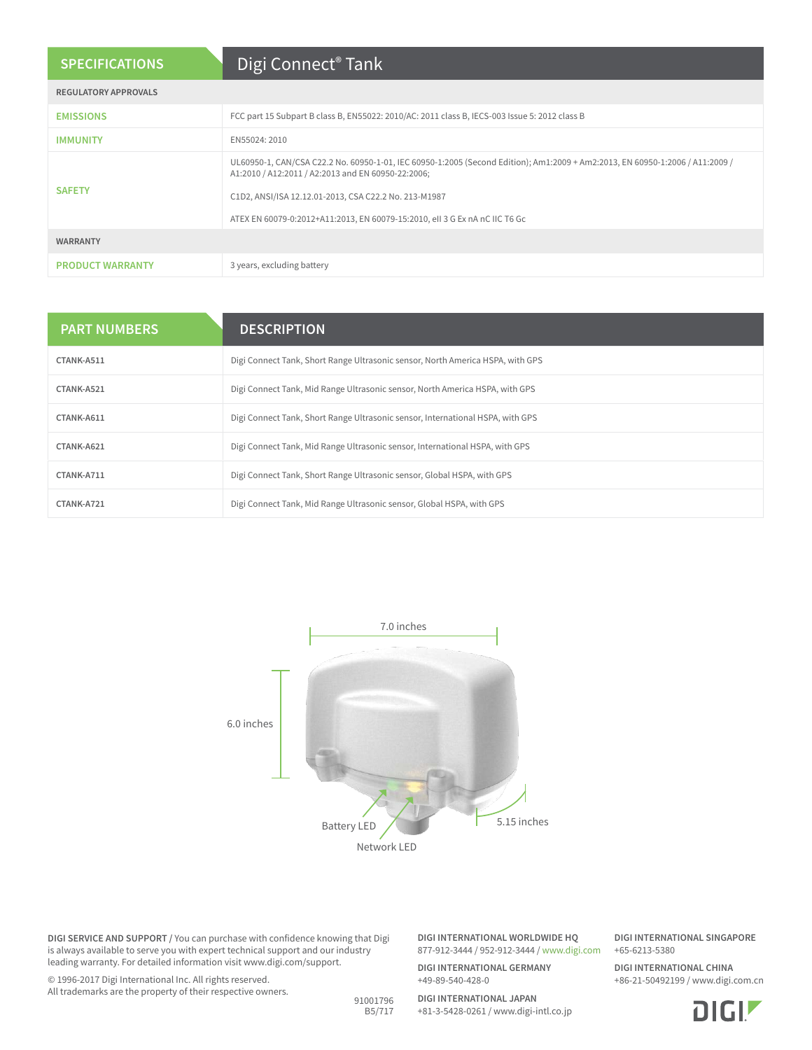| SPECIFICATIONS | Digi Connect® Tank |
|---|---|
| **REGULATORY APPROVALS** | |
| **EMISSIONS** | FCC part 15 Subpart B class B, EN55022: 2010/AC: 2011 class B, IECS-003 Issue 5: 2012 class B |
| **IMMUNITY** | EN55024: 2010 |
| **SAFETY** | UL60950-1, CAN/CSA C22.2 No. 60950-1-01, IEC 60950-1:2005 (Second Edition); Am1:2009 + Am2:2013, EN 60950-1:2006 / A11:2009 / A1:2010 / A12:2011 / A2:2013 and EN 60950-22:2006;<br><br>C1D2, ANSI/ISA 12.12.01-2013, CSA C22.2 No. 213-M1987<br><br>ATEX EN 60079-0:2012+A11:2013, EN 60079-15:2010, eII 3 G Ex nA nC IIC T6 Gc |
| **WARRANTY** | |
| **PRODUCT WARRANTY** | 3 years, excluding battery |

| PART NUMBERS | DESCRIPTION |
|---|---|
| CTANK-A511 | Digi Connect Tank, Short Range Ultrasonic sensor, North America HSPA, with GPS |
| CTANK-A521 | Digi Connect Tank, Mid Range Ultrasonic sensor, North America HSPA, with GPS |
| CTANK-A611 | Digi Connect Tank, Short Range Ultrasonic sensor, International HSPA, with GPS |
| CTANK-A621 | Digi Connect Tank, Mid Range Ultrasonic sensor, International HSPA, with GPS |
| CTANK-A711 | Digi Connect Tank, Short Range Ultrasonic sensor, Global HSPA, with GPS |
| CTANK-A721 | Digi Connect Tank, Mid Range Ultrasonic sensor, Global HSPA, with GPS |

7.0 inches

6.0 inches

5.15 inches

Battery LED

Network LED

**DIGI SERVICE AND SUPPORT** / You can purchase with confidence knowing that Digi is always available to serve you with expert technical support and our industry leading warranty. For detailed information visit www.digi.com/support.

© 1996-2017 Digi International Inc. All rights reserved.
All trademarks are the property of their respective owners.

91001796
B5/717

**DIGI INTERNATIONAL WORLDWIDE HQ**
877-912-3444 / 952-912-3444 / www.digi.com

**DIGI INTERNATIONAL GERMANY**
+49-89-540-428-0

**DIGI INTERNATIONAL JAPAN**
+81-3-5428-0261 / www.digi-intl.co.jp

**DIGI INTERNATIONAL SINGAPORE**
+65-6213-5380

**DIGI INTERNATIONAL CHINA**
+86-21-50492199 / www.digi.com.cn